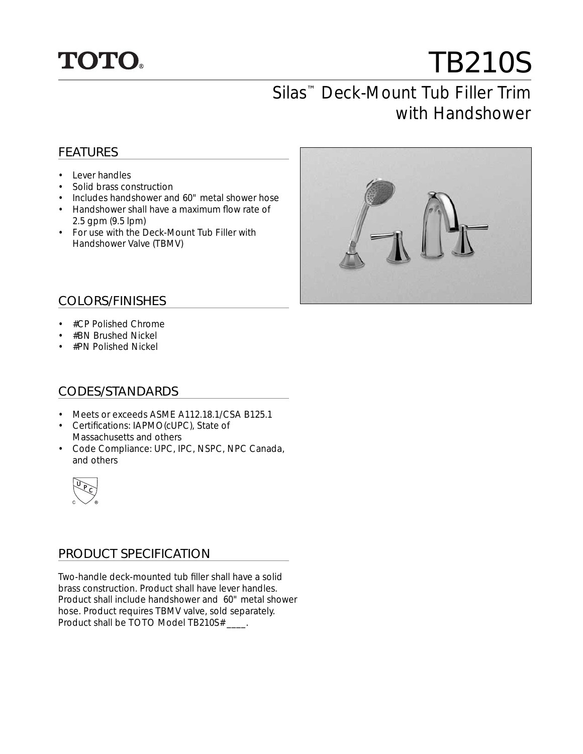TOTO®

# TB210S

## Silas™ Deck-Mount Tub Filler Trim with Handshower

### FEATURES

- Lever handles
- Solid brass construction
- Includes handshower and 60" metal shower hose
- Handshower shall have a maximum flow rate of 2.5 gpm (9.5 lpm)
- For use with the Deck-Mount Tub Filler with Handshower Valve (TBMV)

### COLORS/FINISHES

- #CP Polished Chrome
- #BN Brushed Nickel
- #PN Polished Nickel

### CODES/STANDARDS

- Meets or exceeds ASME A112.18.1/CSA B125.1
- Certifications: IAPMO(cUPC), State of Massachusetts and others
- Code Compliance: UPC, IPC, NSPC, NPC Canada, and others

### PRODUCT SPECIFICATION

Two-handle deck-mounted tub filler shall have a solid brass construction. Product shall have lever handles. Product shall include handshower and 60" metal shower hose. Product requires TBMV valve, sold separately. Product shall be TOTO Model TB210S#____.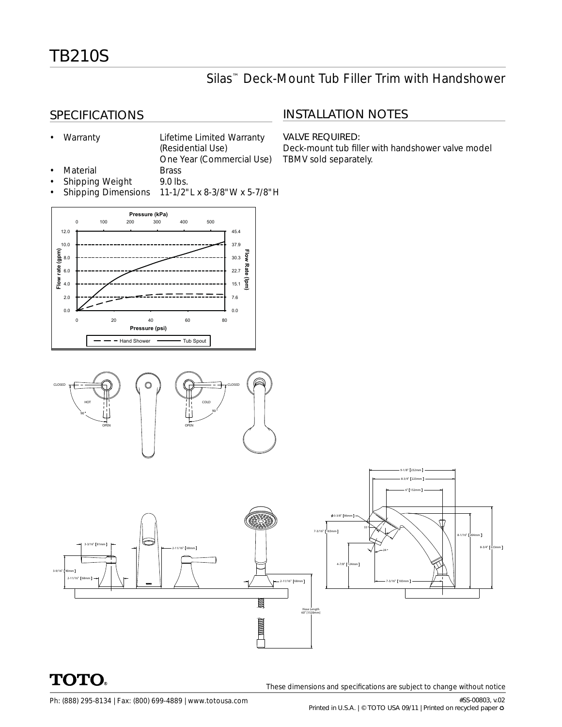# TB210S

## Silas™ Deck-Mount Tub Filler Trim with Handshower

## SPECIFICATIONS

- Warranty: Lifetime Limited Warranty (Residential Use), One Year (Commercial Use)
- Material: Brass
- Shipping Weight: 9.0 lbs.
- Shipping Dimensions: 11-1/2" L x 8-3/8" W x 5-7/8" H

Pressure (kPa)
0 100 200 300 400 500
Flow rate (gpm)
12.0 10.0 8.0 6.0 4.0 2.0 0.0
Flow Rate (lpm)
45.4 37.9 30.3 22.7 15.1 7.6 0.0
0 20 40 60 80
Pressure (psi)
Hand Shower
Tub Spout

CLOSED HOT 90° OPEN
CLOSED COLD 90° OPEN

9-1/8" [232mm]
8-3/4" [223mm]
6" [152mm]
ϕ3-3/8" [86mm]
33°
7-3/16" [183mm]
8-1/16" [204mm]
8-3/4" [223mm]
24°
4-7/8" [124mm]
7-3/16" [183mm]
3-3/16" [81mm]
2-11/16" [68mm]
3-9/16" [90mm]
2-11/16" [68mm]
2-11/16" [68mm]
Hose Length 60" [1520mm]

## INSTALLATION NOTES

VALVE REQUIRED:
Deck-mount tub filler with handshower valve model TBMV sold separately.

TOTO®

These dimensions and specifications are subject to change without notice

Ph: (888) 295-8134 | Fax: (800) 699-4889 | www.totousa.com

#SS-00803, v.02
Printed in U.S.A. | © TOTO USA 09/11 | Printed on recycled paper ♻